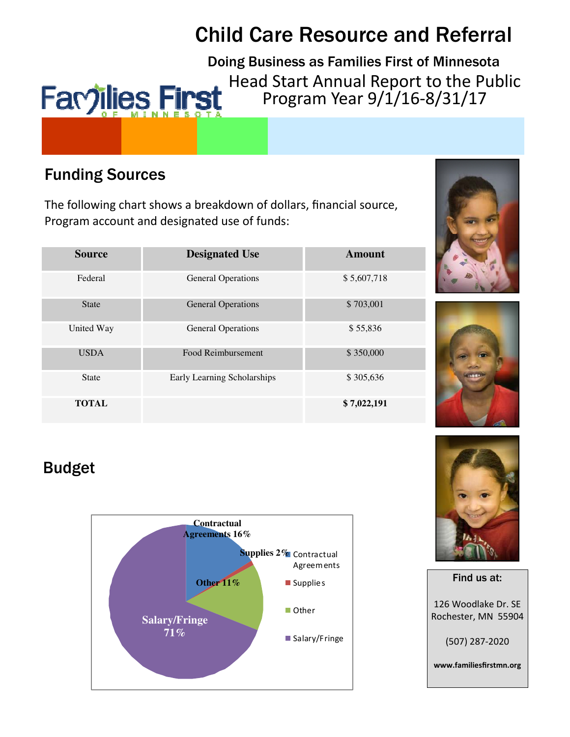# Child Care Resource and Referral

**Doing Business as Families First of Minnesota**

Head Start Annual Report to the Public
Program Year 9/1/16-8/31/17

## Funding Sources

The following chart shows a breakdown of dollars, financial source, Program account and designated use of funds:

| Source | Designated Use | Amount |
|---|---|---|
| Federal | General Operations | $ 5,607,718 |
| State | General Operations | $ 703,001 |
| United Way | General Operations | $ 55,836 |
| USDA | Food Reimbursement | $ 350,000 |
| State | Early Learning Scholarships | $ 305,636 |
| **TOTAL** | | **$ 7,022,191** |

## Budget

Contractual Agreements 16%
Supplies 2%
Other 11%
Salary/Fringe 71%

- Contractual Agreements
- Supplies
- Other
- Salary/Fringe

**Find us at:**

126 Woodlake Dr. SE
Rochester, MN 55904

(507) 287-2020

**www.familiesfirstmn.org**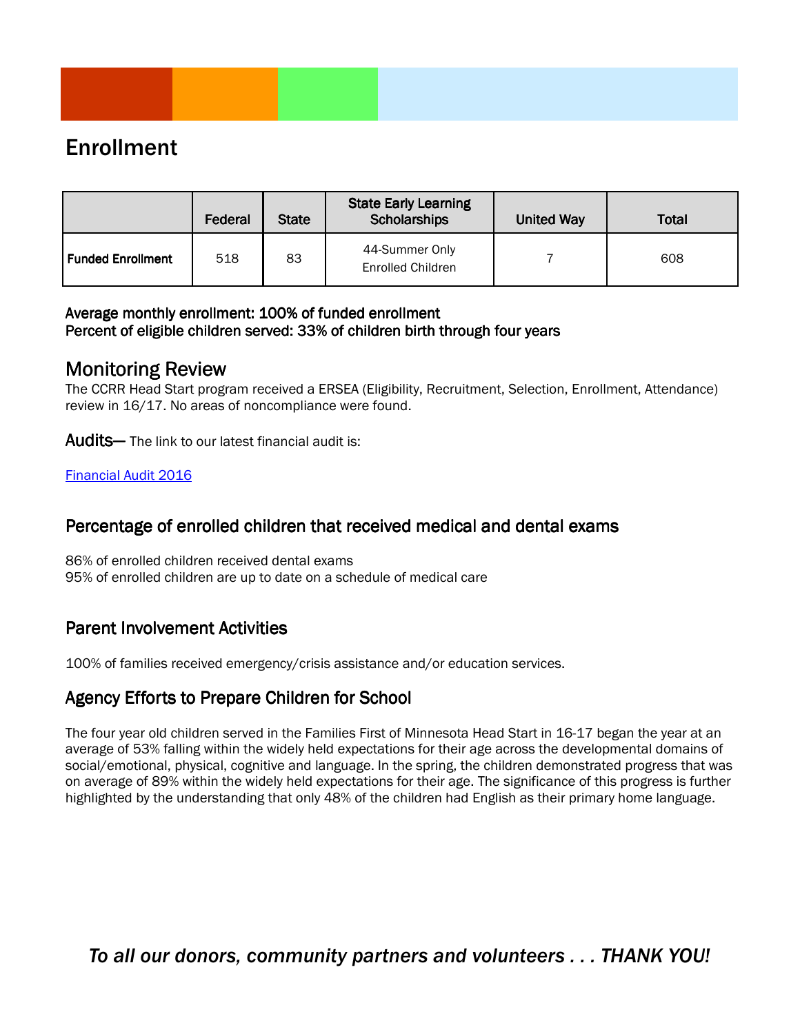## Enrollment

| | Federal | State | State Early Learning Scholarships | United Way | Total |
|---|---|---|---|---|---|
| **Funded Enrollment** | 518 | 83 | 44-Summer Only Enrolled Children | 7 | 608 |

**Average monthly enrollment: 100% of funded enrollment**
**Percent of eligible children served: 33% of children birth through four years**

## Monitoring Review

The CCRR Head Start program received a ERSEA (Eligibility, Recruitment, Selection, Enrollment, Attendance) review in 16/17. No areas of noncompliance were found.

**Audits—** The link to our latest financial audit is:

[Financial Audit 2016]

### Percentage of enrolled children that received medical and dental exams

86% of enrolled children received dental exams
95% of enrolled children are up to date on a schedule of medical care

### Parent Involvement Activities

100% of families received emergency/crisis assistance and/or education services.

### Agency Efforts to Prepare Children for School

The four year old children served in the Families First of Minnesota Head Start in 16-17 began the year at an average of 53% falling within the widely held expectations for their age across the developmental domains of social/emotional, physical, cognitive and language. In the spring, the children demonstrated progress that was on average of 89% within the widely held expectations for their age. The significance of this progress is further highlighted by the understanding that only 48% of the children had English as their primary home language.

*To all our donors, community partners and volunteers . . . THANK YOU!*